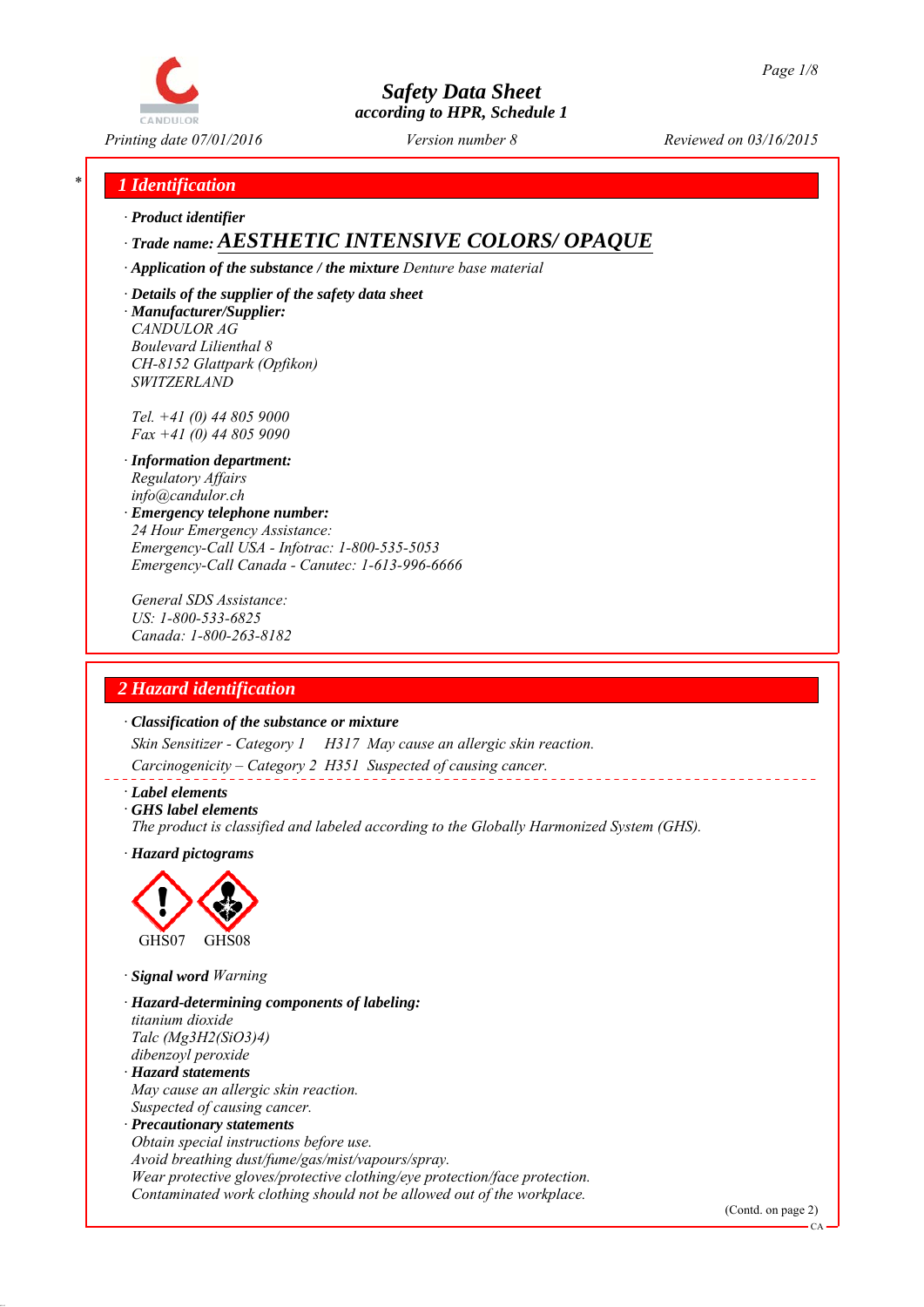# Safety Data Sheet
according to HPR, Schedule 1

Printing date 07/01/2016 | Version number 8 | Reviewed on 03/16/2015

## 1 Identification

· **Product identifier**

· **Trade name: AESTHETIC INTENSIVE COLORS/ OPAQUE**

· **Application of the substance / the mixture** Denture base material

· **Details of the supplier of the safety data sheet**

· **Manufacturer/Supplier:**
CANDULOR AG
Boulevard Lilienthal 8
CH-8152 Glattpark (Opfikon)
SWITZERLAND

Tel. +41 (0) 44 805 9000
Fax +41 (0) 44 805 9090

· **Information department:**
Regulatory Affairs
info@candulor.ch

· **Emergency telephone number:**
24 Hour Emergency Assistance:
Emergency-Call USA - Infotrac: 1-800-535-5053
Emergency-Call Canada - Canutec: 1-613-996-6666

General SDS Assistance:
US: 1-800-533-6825
Canada: 1-800-263-8182

## 2 Hazard identification

· **Classification of the substance or mixture**

Skin Sensitizer - Category 1 H317 May cause an allergic skin reaction.
Carcinogenicity – Category 2 H351 Suspected of causing cancer.

· **Label elements**

· **GHS label elements**
The product is classified and labeled according to the Globally Harmonized System (GHS).

· **Hazard pictograms**

GHS07 GHS08

· **Signal word** Warning

· **Hazard-determining components of labeling:**
titanium dioxide
Talc ($Mg_3H_2(SiO_3)_4$)
dibenzoyl peroxide

· **Hazard statements**
May cause an allergic skin reaction.
Suspected of causing cancer.

· **Precautionary statements**
Obtain special instructions before use.
Avoid breathing dust/fume/gas/mist/vapours/spray.
Wear protective gloves/protective clothing/eye protection/face protection.
Contaminated work clothing should not be allowed out of the workplace.

(Contd. on page 2)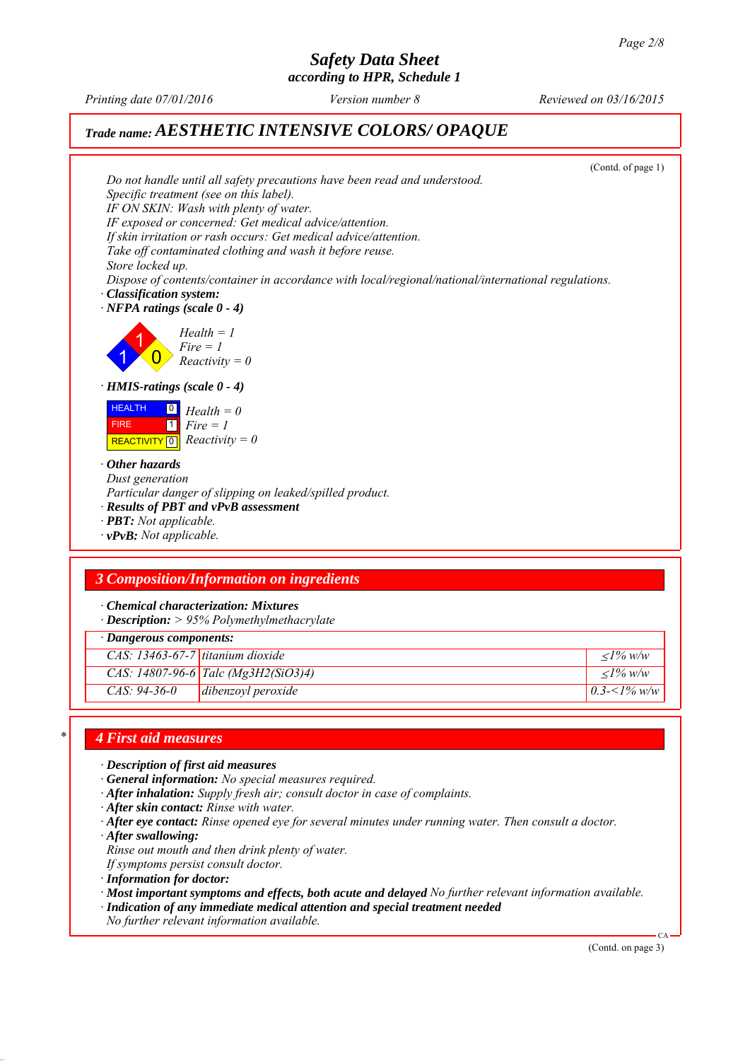(Contd. of page 1)

Do not handle until all safety precautions have been read and understood.
Specific treatment (see on this label).
IF ON SKIN: Wash with plenty of water.
IF exposed or concerned: Get medical advice/attention.
If skin irritation or rash occurs: Get medical advice/attention.
Take off contaminated clothing and wash it before reuse.
Store locked up.
Dispose of contents/container in accordance with local/regional/national/international regulations.

· **Classification system:**
· **NFPA ratings (scale 0 - 4)**

Health = 1
Fire = 1
Reactivity = 0

· **HMIS-ratings (scale 0 - 4)**

| | | |
|---|---|---|
| HEALTH | 0 | Health = 0 |
| FIRE | 1 | Fire = 1 |
| REACTIVITY | 0 | Reactivity = 0 |

· **Other hazards**
Dust generation
Particular danger of slipping on leaked/spilled product.
· **Results of PBT and vPvB assessment**
· **PBT:** Not applicable.
· **vPvB:** Not applicable.

## 3 Composition/Information on ingredients

· **Chemical characterization: Mixtures**
· **Description:** > 95% Polymethylmethacrylate

· **Dangerous components:**

| | | |
|---|---|---|
| CAS: 13463-67-7 | titanium dioxide | ≤1% w/w |
| CAS: 14807-96-6 | Talc ($Mg_3H_2(SiO_3)_4$) | ≤1% w/w |
| CAS: 94-36-0 | dibenzoyl peroxide | 0.3-<1% w/w |

## 4 First aid measures

· **Description of first aid measures**
· **General information:** No special measures required.
· **After inhalation:** Supply fresh air; consult doctor in case of complaints.
· **After skin contact:** Rinse with water.
· **After eye contact:** Rinse opened eye for several minutes under running water. Then consult a doctor.
· **After swallowing:**
Rinse out mouth and then drink plenty of water.
If symptoms persist consult doctor.
· **Information for doctor:**
· **Most important symptoms and effects, both acute and delayed** No further relevant information available.
· **Indication of any immediate medical attention and special treatment needed**
No further relevant information available.

(Contd. on page 3)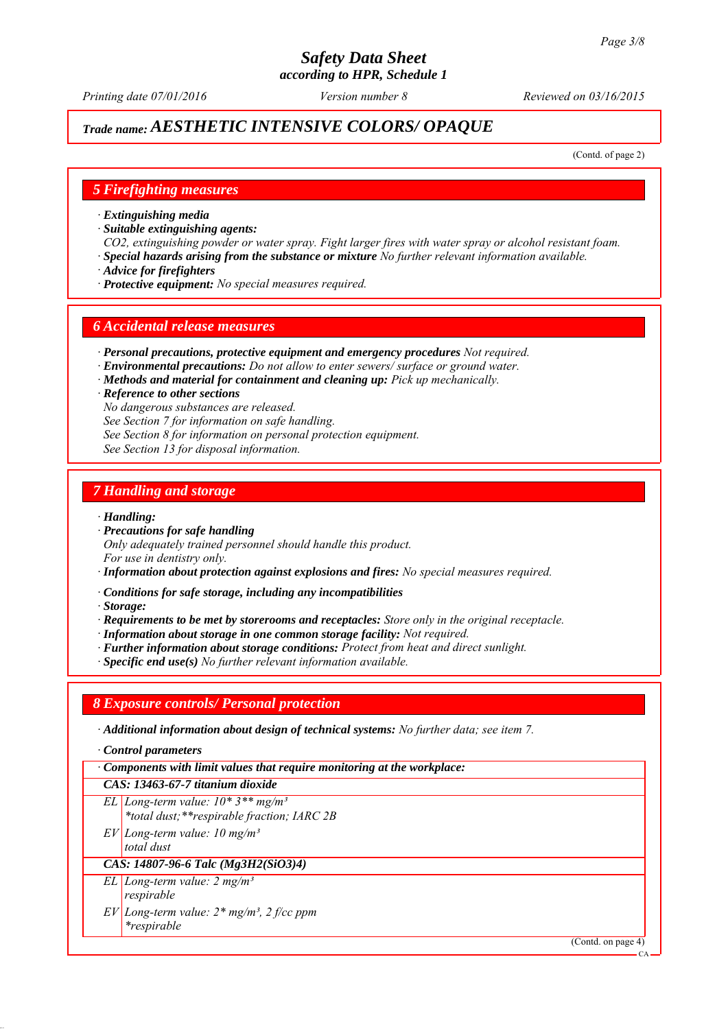## Trade name: AESTHETIC INTENSIVE COLORS/ OPAQUE

(Contd. of page 2)

### 5 Firefighting measures

· **Extinguishing media**
· **Suitable extinguishing agents:**
CO2, extinguishing powder or water spray. Fight larger fires with water spray or alcohol resistant foam.
· **Special hazards arising from the substance or mixture** No further relevant information available.
· **Advice for firefighters**
· **Protective equipment:** No special measures required.

### 6 Accidental release measures

· **Personal precautions, protective equipment and emergency procedures** Not required.
· **Environmental precautions:** Do not allow to enter sewers/ surface or ground water.
· **Methods and material for containment and cleaning up:** Pick up mechanically.
· **Reference to other sections**
No dangerous substances are released.
See Section 7 for information on safe handling.
See Section 8 for information on personal protection equipment.
See Section 13 for disposal information.

### 7 Handling and storage

· **Handling:**
· **Precautions for safe handling**
Only adequately trained personnel should handle this product.
For use in dentistry only.
· **Information about protection against explosions and fires:** No special measures required.

· **Conditions for safe storage, including any incompatibilities**
· **Storage:**
· **Requirements to be met by storerooms and receptacles:** Store only in the original receptacle.
· **Information about storage in one common storage facility:** Not required.
· **Further information about storage conditions:** Protect from heat and direct sunlight.
· **Specific end use(s)** No further relevant information available.

### 8 Exposure controls/ Personal protection

· **Additional information about design of technical systems:** No further data; see item 7.

· **Control parameters**

| · Components with limit values that require monitoring at the workplace: | |
|---|---|
| **CAS: 13463-67-7 titanium dioxide** | |
| EL | Long-term value: 10* 3** mg/m³<br>*total dust;**respirable fraction; IARC 2B |
| EV | Long-term value: 10 mg/m³<br>total dust |
| **CAS: 14807-96-6 Talc (Mg3H2(SiO3)4)** | |
| EL | Long-term value: 2 mg/m³<br>respirable |
| EV | Long-term value: 2* mg/m³, 2 f/cc ppm<br>*respirable |

(Contd. on page 4)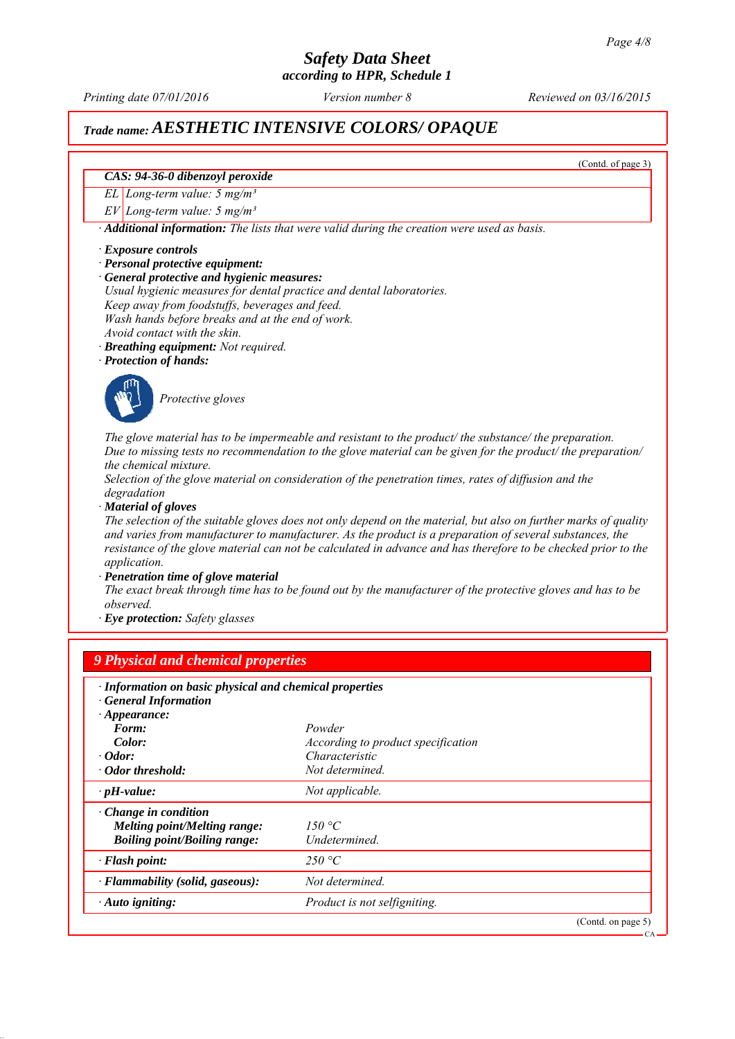*Trade name:* **AESTHETIC INTENSIVE COLORS/ OPAQUE**

(Contd. of page 3)

| CAS: 94-36-0 dibenzoyl peroxide | |
|---|---|
| EL | Long-term value: 5 mg/m³ |
| EV | Long-term value: 5 mg/m³ |

· **Additional information:** *The lists that were valid during the creation were used as basis.*

· **Exposure controls**
· **Personal protective equipment:**
· **General protective and hygienic measures:**
*Usual hygienic measures for dental practice and dental laboratories.*
*Keep away from foodstuffs, beverages and feed.*
*Wash hands before breaks and at the end of work.*
*Avoid contact with the skin.*
· **Breathing equipment:** *Not required.*
· **Protection of hands:**

*Protective gloves*

*The glove material has to be impermeable and resistant to the product/ the substance/ the preparation.*
*Due to missing tests no recommendation to the glove material can be given for the product/ the preparation/ the chemical mixture.*
*Selection of the glove material on consideration of the penetration times, rates of diffusion and the degradation*
· **Material of gloves**
*The selection of the suitable gloves does not only depend on the material, but also on further marks of quality and varies from manufacturer to manufacturer. As the product is a preparation of several substances, the resistance of the glove material can not be calculated in advance and has therefore to be checked prior to the application.*
· **Penetration time of glove material**
*The exact break through time has to be found out by the manufacturer of the protective gloves and has to be observed.*
· **Eye protection:** *Safety glasses*

## 9 Physical and chemical properties

| · **Information on basic physical and chemical properties** | |
|---|---|
| · **General Information** | |
| · **Appearance:** | |
| **Form:** | *Powder* |
| **Color:** | *According to product specification* |
| · **Odor:** | *Characteristic* |
| · **Odor threshold:** | *Not determined.* |
| · **pH-value:** | *Not applicable.* |
| · **Change in condition** | |
| **Melting point/Melting range:** | *150 °C* |
| **Boiling point/Boiling range:** | *Undetermined.* |
| · **Flash point:** | *250 °C* |
| · **Flammability (solid, gaseous):** | *Not determined.* |
| · **Auto igniting:** | *Product is not selfigniting.* |

(Contd. on page 5)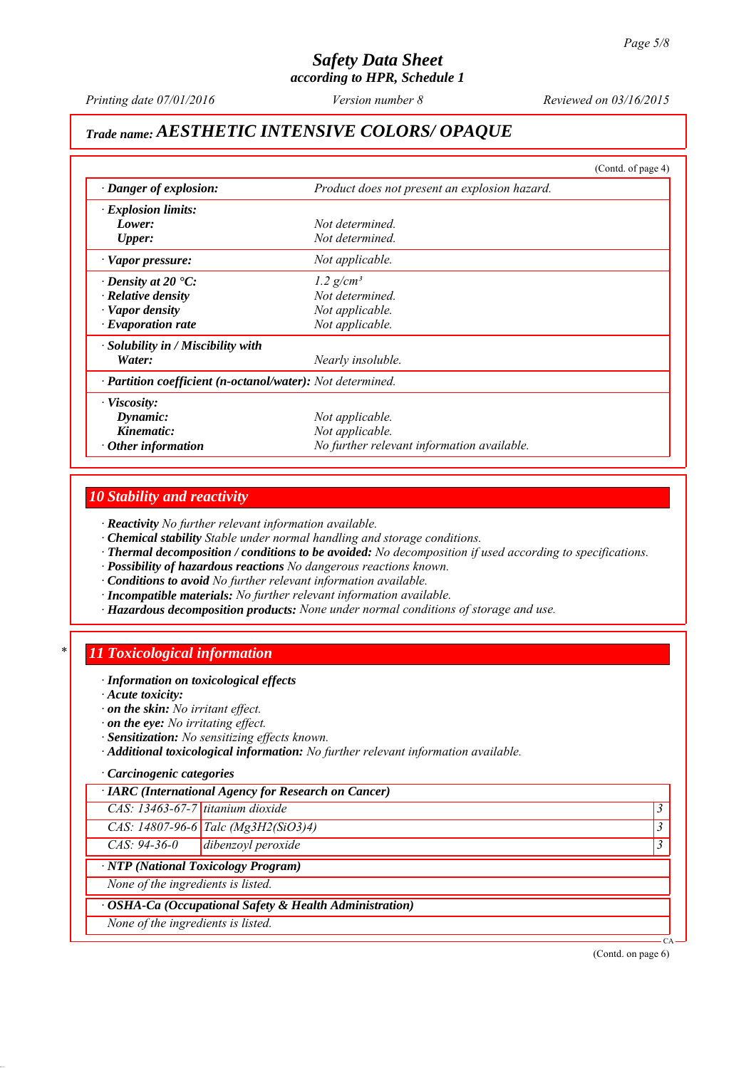# Safety Data Sheet
according to HPR, Schedule 1

Printing date 07/01/2016 | Version number 8 | Reviewed on 03/16/2015

## Trade name: AESTHETIC INTENSIVE COLORS/ OPAQUE

(Contd. of page 4)

| | |
|---|---|
| · **Danger of explosion:** | *Product does not present an explosion hazard.* |
| · **Explosion limits:** | |
| **Lower:** | *Not determined.* |
| **Upper:** | *Not determined.* |
| · **Vapor pressure:** | *Not applicable.* |
| · **Density at 20 °C:** | *1.2 g/cm³* |
| · **Relative density** | *Not determined.* |
| · **Vapor density** | *Not applicable.* |
| · **Evaporation rate** | *Not applicable.* |
| · **Solubility in / Miscibility with** | |
| **Water:** | *Nearly insoluble.* |
| · **Partition coefficient (n-octanol/water):** | *Not determined.* |
| · **Viscosity:** | |
| **Dynamic:** | *Not applicable.* |
| **Kinematic:** | *Not applicable.* |
| · **Other information** | *No further relevant information available.* |

## 10 Stability and reactivity

· **Reactivity** *No further relevant information available.*
· **Chemical stability** *Stable under normal handling and storage conditions.*
· **Thermal decomposition / conditions to be avoided:** *No decomposition if used according to specifications.*
· **Possibility of hazardous reactions** *No dangerous reactions known.*
· **Conditions to avoid** *No further relevant information available.*
· **Incompatible materials:** *No further relevant information available.*
· **Hazardous decomposition products:** *None under normal conditions of storage and use.*

## 11 Toxicological information

· **Information on toxicological effects**
· **Acute toxicity:**
· **on the skin:** *No irritant effect.*
· **on the eye:** *No irritating effect.*
· **Sensitization:** *No sensitizing effects known.*
· **Additional toxicological information:** *No further relevant information available.*

· **Carcinogenic categories**

| · IARC (International Agency for Research on Cancer) | | |
|---|---|---|
| CAS: 13463-67-7 | titanium dioxide | 3 |
| CAS: 14807-96-6 | Talc ($Mg_3H_2(SiO_3)_4$) | 3 |
| CAS: 94-36-0 | dibenzoyl peroxide | 3 |

· **NTP (National Toxicology Program)**

*None of the ingredients is listed.*

· **OSHA-Ca (Occupational Safety & Health Administration)**

*None of the ingredients is listed.*

(Contd. on page 6)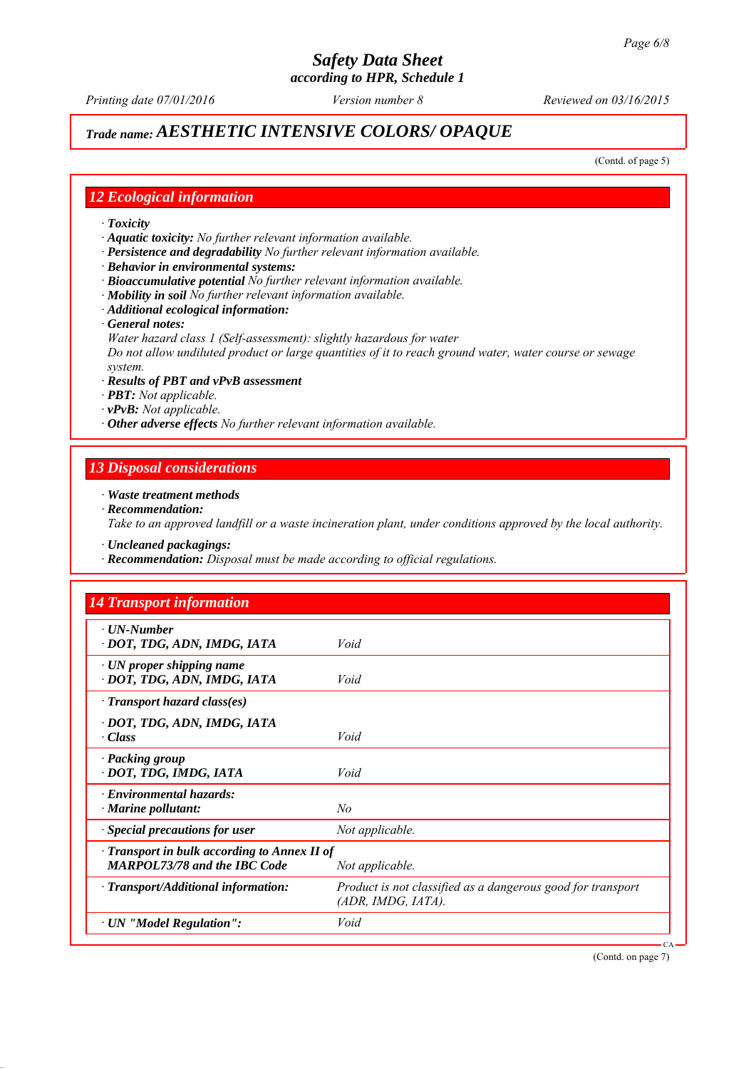# Safety Data Sheet
according to HPR, Schedule 1

Printing date 07/01/2016 Version number 8 Reviewed on 03/16/2015

## Trade name: AESTHETIC INTENSIVE COLORS/ OPAQUE

(Contd. of page 5)

## 12 Ecological information

· **Toxicity**
· **Aquatic toxicity:** No further relevant information available.
· **Persistence and degradability** No further relevant information available.
· **Behavior in environmental systems:**
· **Bioaccumulative potential** No further relevant information available.
· **Mobility in soil** No further relevant information available.
· **Additional ecological information:**
· **General notes:**
Water hazard class 1 (Self-assessment): slightly hazardous for water
Do not allow undiluted product or large quantities of it to reach ground water, water course or sewage system.
· **Results of PBT and vPvB assessment**
· **PBT:** Not applicable.
· **vPvB:** Not applicable.
· **Other adverse effects** No further relevant information available.

## 13 Disposal considerations

· **Waste treatment methods**
· **Recommendation:**
Take to an approved landfill or a waste incineration plant, under conditions approved by the local authority.

· **Uncleaned packagings:**
· **Recommendation:** Disposal must be made according to official regulations.

## 14 Transport information

| | |
|---|---|
| · **UN-Number**<br>· **DOT, TDG, ADN, IMDG, IATA** | Void |
| · **UN proper shipping name**<br>· **DOT, TDG, ADN, IMDG, IATA** | Void |
| · **Transport hazard class(es)**<br>· **DOT, TDG, ADN, IMDG, IATA**<br>· **Class** | Void |
| · **Packing group**<br>· **DOT, TDG, IMDG, IATA** | Void |
| · **Environmental hazards:**<br>· **Marine pollutant:** | No |
| · **Special precautions for user** | Not applicable. |
| · **Transport in bulk according to Annex II of MARPOL73/78 and the IBC Code** | Not applicable. |
| · **Transport/Additional information:** | Product is not classified as a dangerous good for transport (ADR, IMDG, IATA). |
| · **UN "Model Regulation":** | Void |

(Contd. on page 7)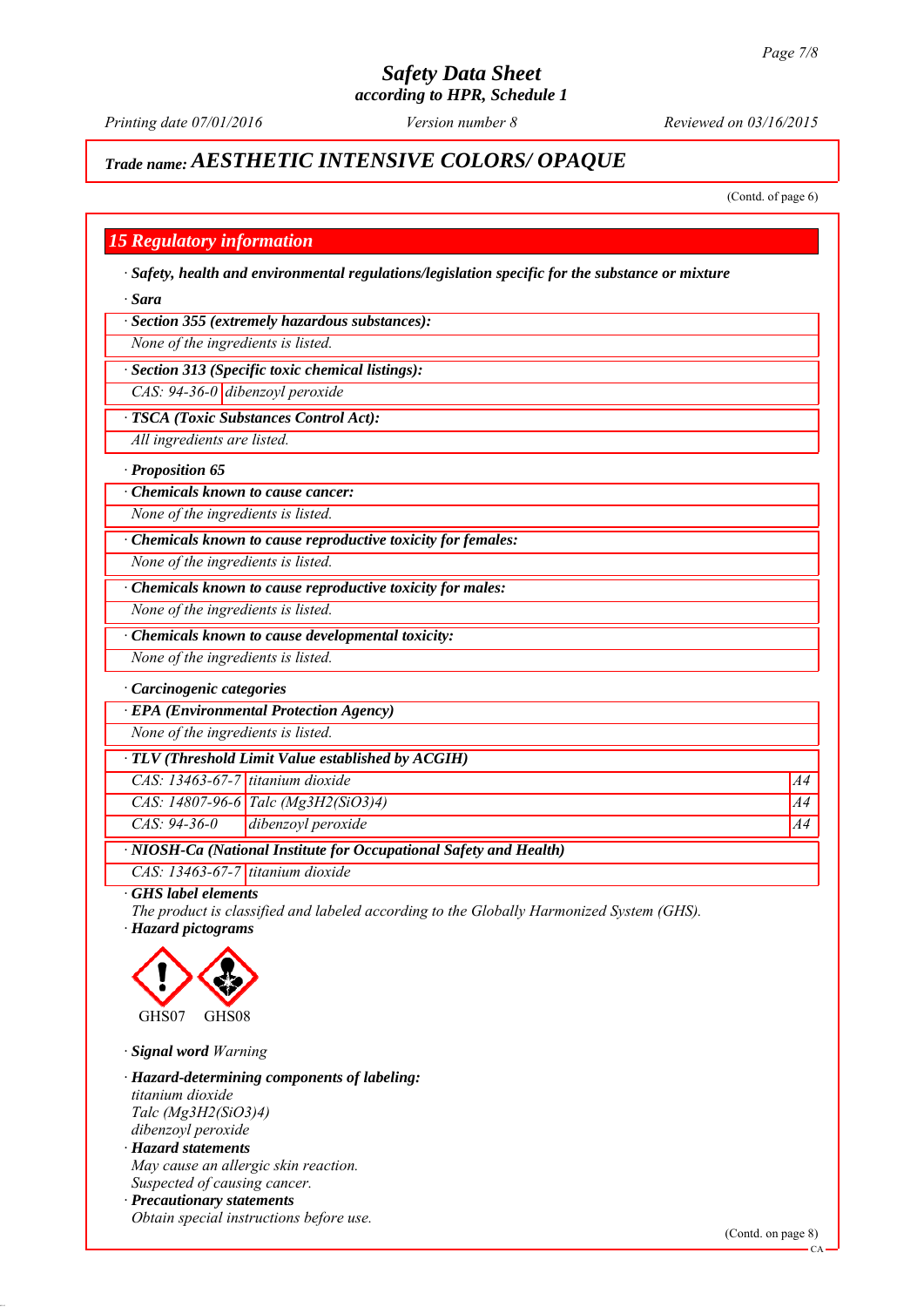# Safety Data Sheet
*according to HPR, Schedule 1*

*Printing date 07/01/2016* *Version number 8* *Reviewed on 03/16/2015*

## *Trade name:* ***AESTHETIC INTENSIVE COLORS/ OPAQUE***

(Contd. of page 6)

## 15 Regulatory information

· ***Safety, health and environmental regulations/legislation specific for the substance or mixture***

· ***Sara***

| · ***Section 355 (extremely hazardous substances):*** |
|---|
| *None of the ingredients is listed.* |

| · ***Section 313 (Specific toxic chemical listings):*** | |
|---|---|
| *CAS: 94-36-0* | *dibenzoyl peroxide* |

| · ***TSCA (Toxic Substances Control Act):*** |
|---|
| *All ingredients are listed.* |

· ***Proposition 65***

| · ***Chemicals known to cause cancer:*** |
|---|
| *None of the ingredients is listed.* |

| · ***Chemicals known to cause reproductive toxicity for females:*** |
|---|
| *None of the ingredients is listed.* |

| · ***Chemicals known to cause reproductive toxicity for males:*** |
|---|
| *None of the ingredients is listed.* |

| · ***Chemicals known to cause developmental toxicity:*** |
|---|
| *None of the ingredients is listed.* |

· ***Carcinogenic categories***

| · ***EPA (Environmental Protection Agency)*** |
|---|
| *None of the ingredients is listed.* |

| · ***TLV (Threshold Limit Value established by ACGIH)*** | | |
|---|---|---|
| *CAS: 13463-67-7* | *titanium dioxide* | *A4* |
| *CAS: 14807-96-6* | *Talc ($Mg_3H_2(SiO_3)_4$)* | *A4* |
| *CAS: 94-36-0* | *dibenzoyl peroxide* | *A4* |

| · ***NIOSH-Ca (National Institute for Occupational Safety and Health)*** | |
|---|---|
| *CAS: 13463-67-7* | *titanium dioxide* |

· ***GHS label elements***
*The product is classified and labeled according to the Globally Harmonized System (GHS).*

· ***Hazard pictograms***

GHS07 GHS08

· ***Signal word*** *Warning*

· ***Hazard-determining components of labeling:***
*titanium dioxide*
*Talc ($Mg_3H_2(SiO_3)_4$)*
*dibenzoyl peroxide*

· ***Hazard statements***
*May cause an allergic skin reaction.*
*Suspected of causing cancer.*

· ***Precautionary statements***
*Obtain special instructions before use.*

(Contd. on page 8)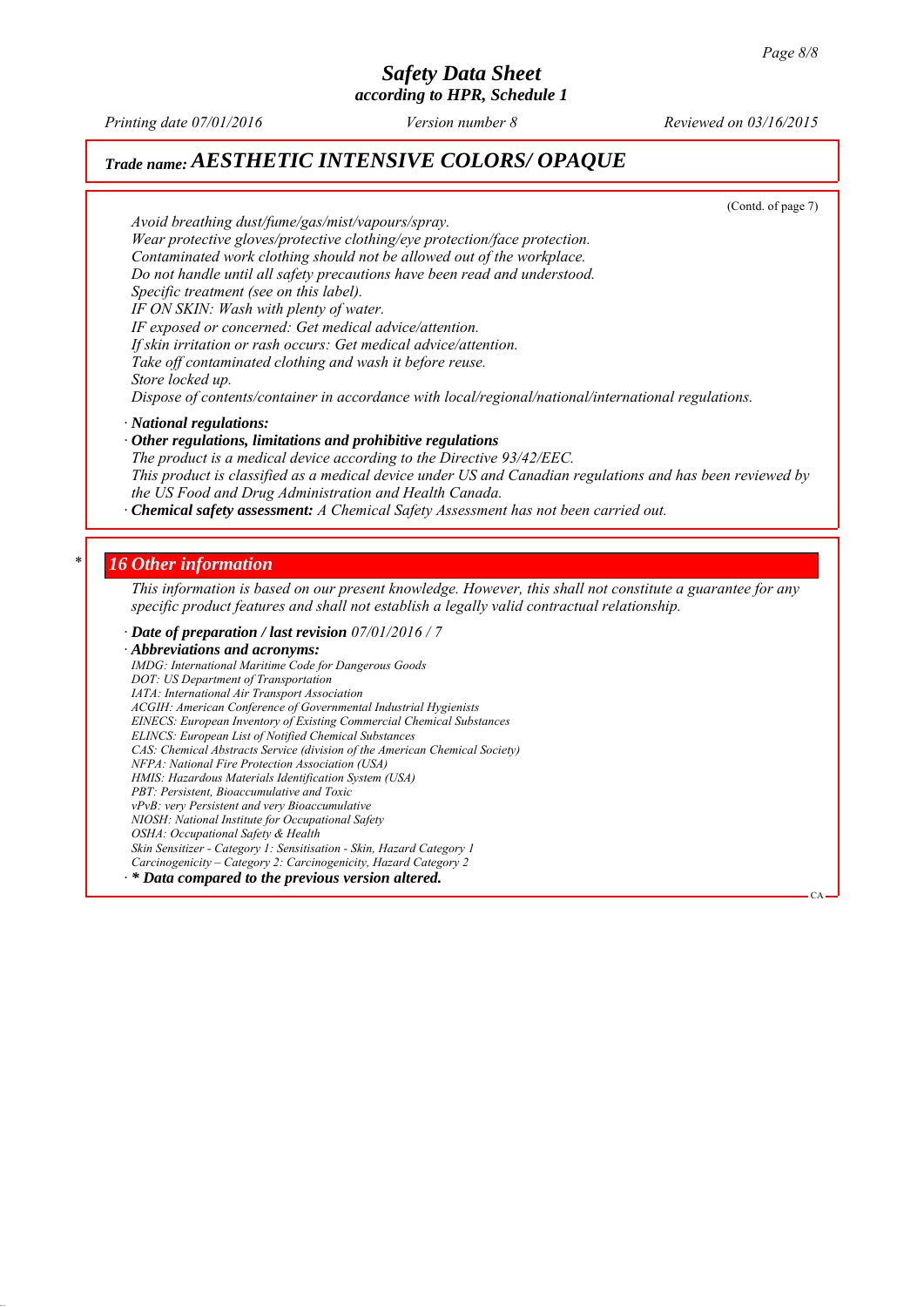## Trade name: AESTHETIC INTENSIVE COLORS/ OPAQUE

(Contd. of page 7)

*Avoid breathing dust/fume/gas/mist/vapours/spray.*
*Wear protective gloves/protective clothing/eye protection/face protection.*
*Contaminated work clothing should not be allowed out of the workplace.*
*Do not handle until all safety precautions have been read and understood.*
*Specific treatment (see on this label).*
*IF ON SKIN: Wash with plenty of water.*
*IF exposed or concerned: Get medical advice/attention.*
*If skin irritation or rash occurs: Get medical advice/attention.*
*Take off contaminated clothing and wash it before reuse.*
*Store locked up.*
*Dispose of contents/container in accordance with local/regional/national/international regulations.*

· ***National regulations:***

· ***Other regulations, limitations and prohibitive regulations***
*The product is a medical device according to the Directive 93/42/EEC.*
*This product is classified as a medical device under US and Canadian regulations and has been reviewed by the US Food and Drug Administration and Health Canada.*

· ***Chemical safety assessment:*** *A Chemical Safety Assessment has not been carried out.*

## * 16 Other information

*This information is based on our present knowledge. However, this shall not constitute a guarantee for any specific product features and shall not establish a legally valid contractual relationship.*

· ***Date of preparation / last revision*** *07/01/2016 / 7*

· ***Abbreviations and acronyms:***
*IMDG: International Maritime Code for Dangerous Goods*
*DOT: US Department of Transportation*
*IATA: International Air Transport Association*
*ACGIH: American Conference of Governmental Industrial Hygienists*
*EINECS: European Inventory of Existing Commercial Chemical Substances*
*ELINCS: European List of Notified Chemical Substances*
*CAS: Chemical Abstracts Service (division of the American Chemical Society)*
*NFPA: National Fire Protection Association (USA)*
*HMIS: Hazardous Materials Identification System (USA)*
*PBT: Persistent, Bioaccumulative and Toxic*
*vPvB: very Persistent and very Bioaccumulative*
*NIOSH: National Institute for Occupational Safety*
*OSHA: Occupational Safety & Health*
*Skin Sensitizer - Category 1: Sensitisation - Skin, Hazard Category 1*
*Carcinogenicity – Category 2: Carcinogenicity, Hazard Category 2*

· ***\* Data compared to the previous version altered.***

CA